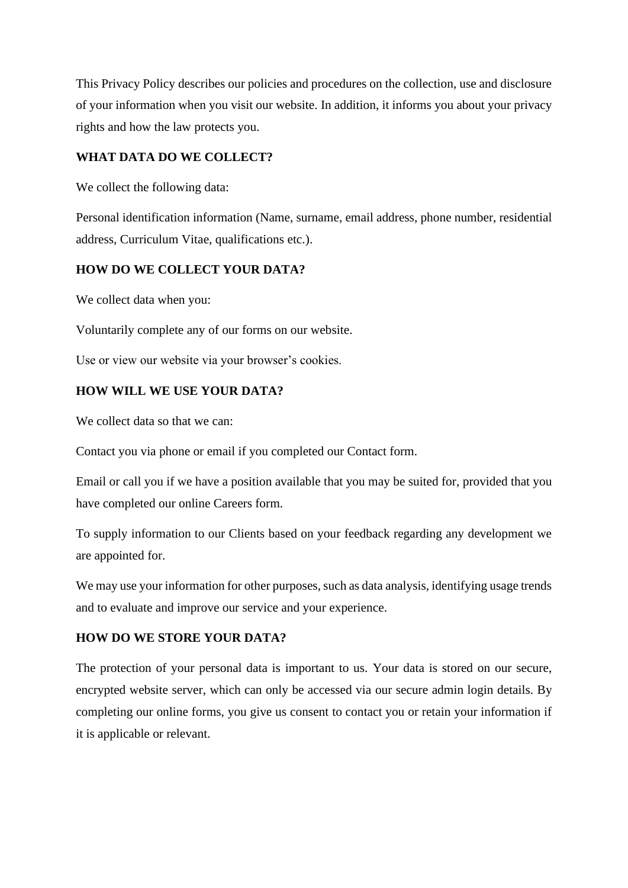This Privacy Policy describes our policies and procedures on the collection, use and disclosure of your information when you visit our website. In addition, it informs you about your privacy rights and how the law protects you.

**WHAT DATA DO WE COLLECT?**

We collect the following data:

Personal identification information (Name, surname, email address, phone number, residential address, Curriculum Vitae, qualifications etc.).

**HOW DO WE COLLECT YOUR DATA?**

We collect data when you:

Voluntarily complete any of our forms on our website.

Use or view our website via your browser's cookies.

**HOW WILL WE USE YOUR DATA?**

We collect data so that we can:

Contact you via phone or email if you completed our Contact form.

Email or call you if we have a position available that you may be suited for, provided that you have completed our online Careers form.

To supply information to our Clients based on your feedback regarding any development we are appointed for.

We may use your information for other purposes, such as data analysis, identifying usage trends and to evaluate and improve our service and your experience.

**HOW DO WE STORE YOUR DATA?**

The protection of your personal data is important to us. Your data is stored on our secure, encrypted website server, which can only be accessed via our secure admin login details. By completing our online forms, you give us consent to contact you or retain your information if it is applicable or relevant.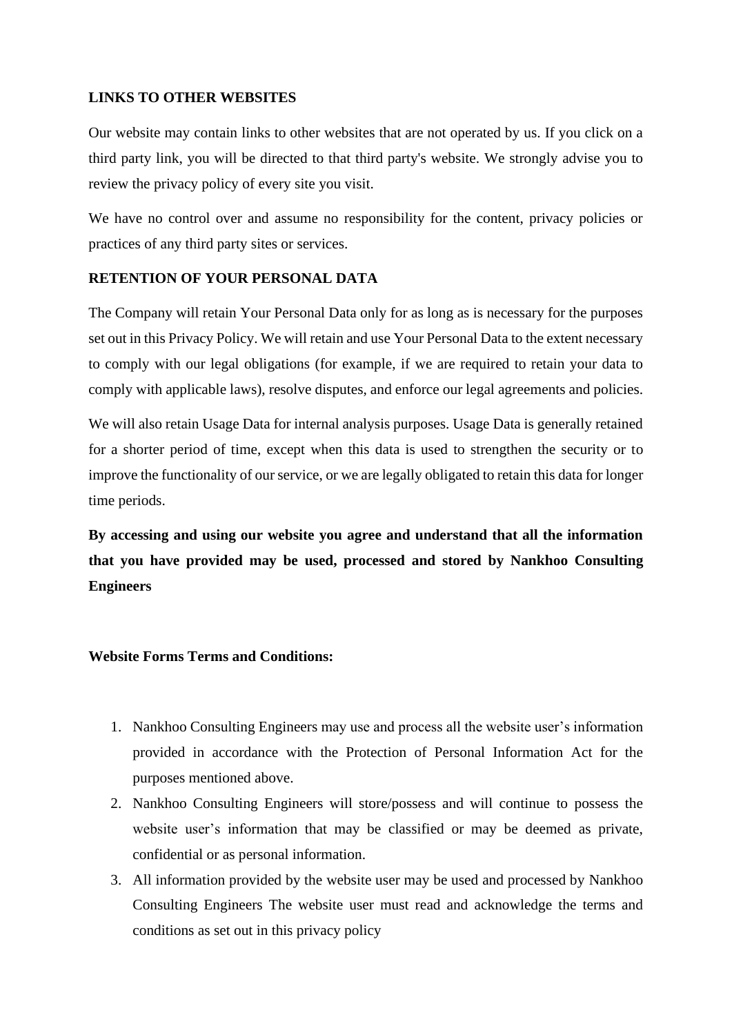**LINKS TO OTHER WEBSITES**

Our website may contain links to other websites that are not operated by us. If you click on a third party link, you will be directed to that third party's website. We strongly advise you to review the privacy policy of every site you visit.

We have no control over and assume no responsibility for the content, privacy policies or practices of any third party sites or services.

**RETENTION OF YOUR PERSONAL DATA**

The Company will retain Your Personal Data only for as long as is necessary for the purposes set out in this Privacy Policy. We will retain and use Your Personal Data to the extent necessary to comply with our legal obligations (for example, if we are required to retain your data to comply with applicable laws), resolve disputes, and enforce our legal agreements and policies.

We will also retain Usage Data for internal analysis purposes. Usage Data is generally retained for a shorter period of time, except when this data is used to strengthen the security or to improve the functionality of our service, or we are legally obligated to retain this data for longer time periods.

**By accessing and using our website you agree and understand that all the information that you have provided may be used, processed and stored by Nankhoo Consulting Engineers**

**Website Forms Terms and Conditions:**

1. Nankhoo Consulting Engineers may use and process all the website user's information provided in accordance with the Protection of Personal Information Act for the purposes mentioned above.
2. Nankhoo Consulting Engineers will store/possess and will continue to possess the website user's information that may be classified or may be deemed as private, confidential or as personal information.
3. All information provided by the website user may be used and processed by Nankhoo Consulting Engineers The website user must read and acknowledge the terms and conditions as set out in this privacy policy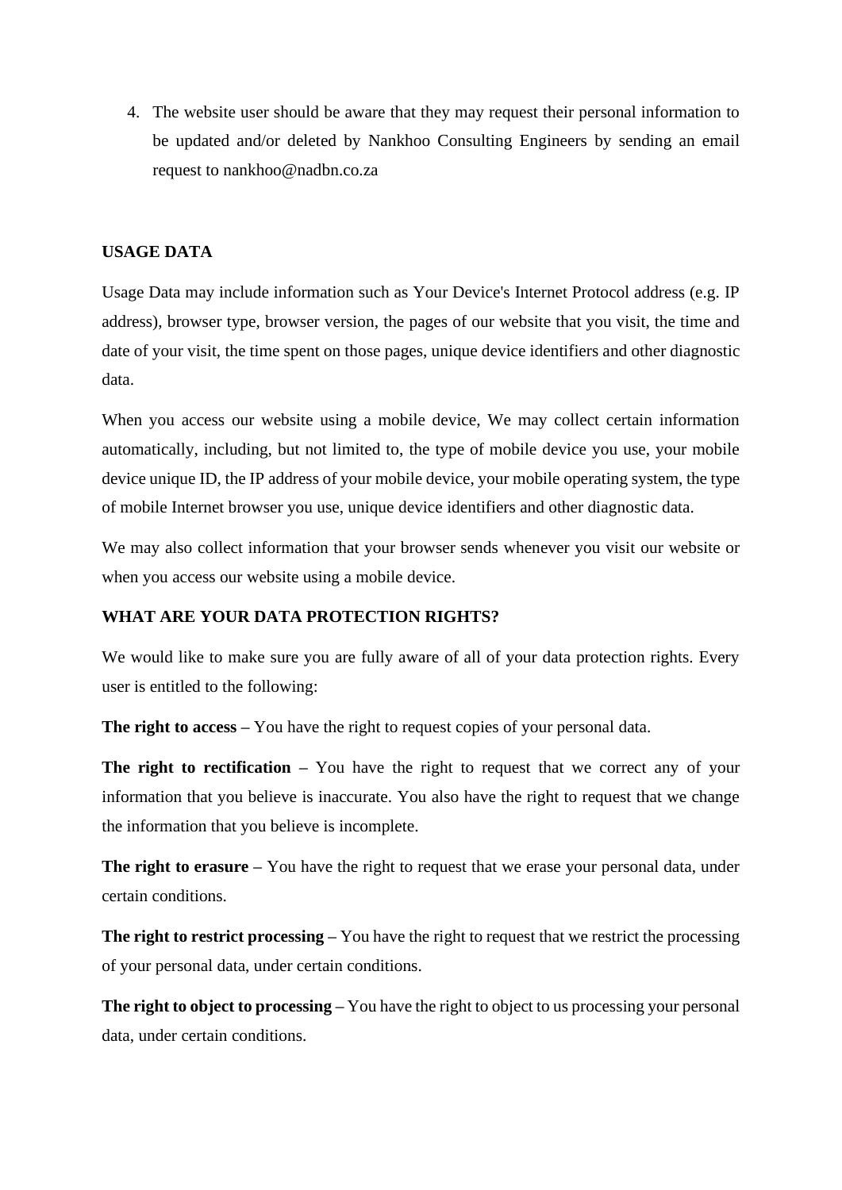4. The website user should be aware that they may request their personal information to be updated and/or deleted by Nankhoo Consulting Engineers by sending an email request to nankhoo@nadbn.co.za

**USAGE DATA**

Usage Data may include information such as Your Device's Internet Protocol address (e.g. IP address), browser type, browser version, the pages of our website that you visit, the time and date of your visit, the time spent on those pages, unique device identifiers and other diagnostic data.

When you access our website using a mobile device, We may collect certain information automatically, including, but not limited to, the type of mobile device you use, your mobile device unique ID, the IP address of your mobile device, your mobile operating system, the type of mobile Internet browser you use, unique device identifiers and other diagnostic data.

We may also collect information that your browser sends whenever you visit our website or when you access our website using a mobile device.

**WHAT ARE YOUR DATA PROTECTION RIGHTS?**

We would like to make sure you are fully aware of all of your data protection rights. Every user is entitled to the following:

**The right to access –** You have the right to request copies of your personal data.

**The right to rectification –** You have the right to request that we correct any of your information that you believe is inaccurate. You also have the right to request that we change the information that you believe is incomplete.

**The right to erasure –** You have the right to request that we erase your personal data, under certain conditions.

**The right to restrict processing –** You have the right to request that we restrict the processing of your personal data, under certain conditions.

**The right to object to processing –** You have the right to object to us processing your personal data, under certain conditions.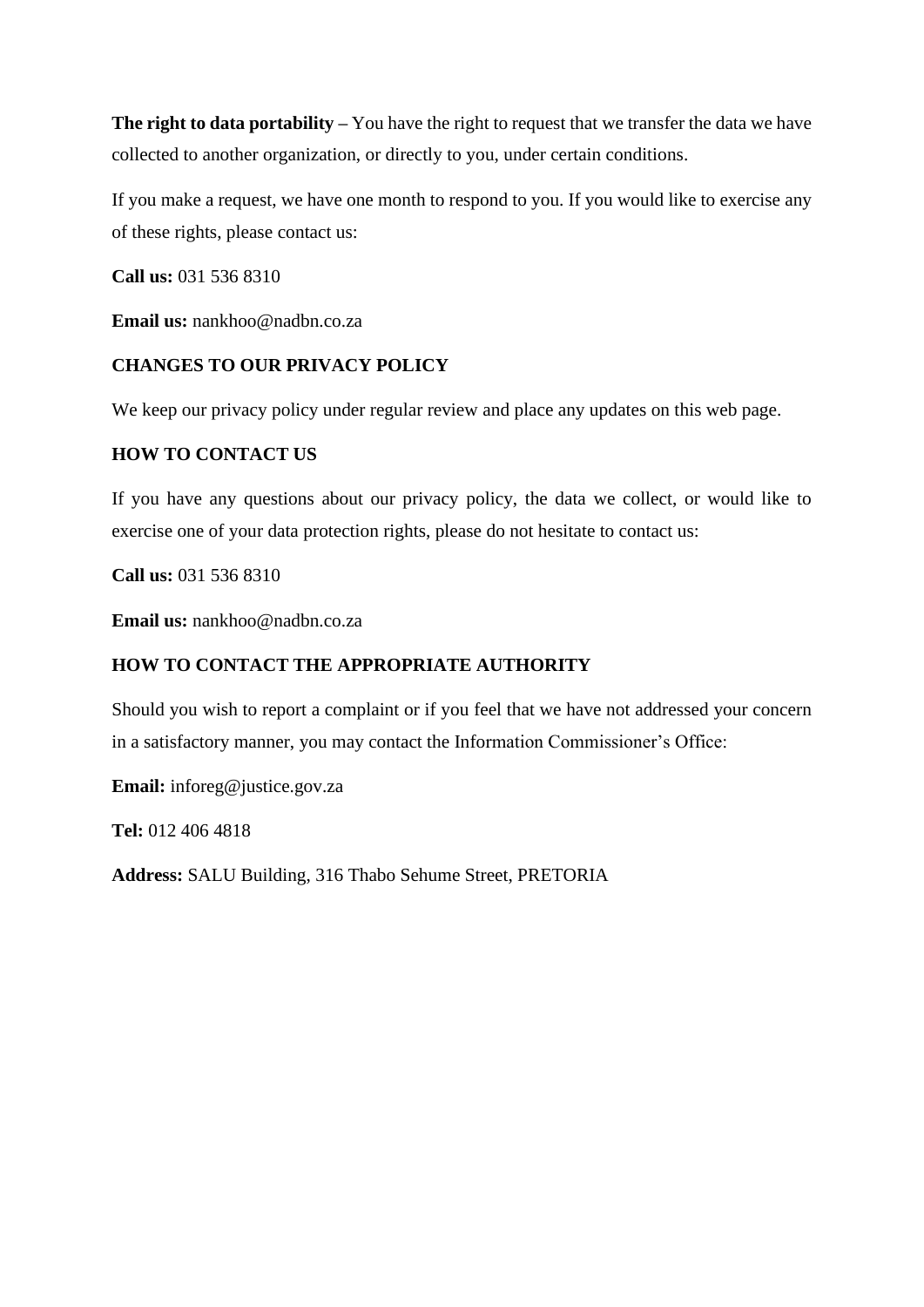**The right to data portability –** You have the right to request that we transfer the data we have collected to another organization, or directly to you, under certain conditions.

If you make a request, we have one month to respond to you. If you would like to exercise any of these rights, please contact us:

**Call us:** 031 536 8310

**Email us:** nankhoo@nadbn.co.za

## CHANGES TO OUR PRIVACY POLICY

We keep our privacy policy under regular review and place any updates on this web page.

## HOW TO CONTACT US

If you have any questions about our privacy policy, the data we collect, or would like to exercise one of your data protection rights, please do not hesitate to contact us:

**Call us:** 031 536 8310

**Email us:** nankhoo@nadbn.co.za

## HOW TO CONTACT THE APPROPRIATE AUTHORITY

Should you wish to report a complaint or if you feel that we have not addressed your concern in a satisfactory manner, you may contact the Information Commissioner's Office:

**Email:** inforeg@justice.gov.za

**Tel:** 012 406 4818

**Address:** SALU Building, 316 Thabo Sehume Street, PRETORIA